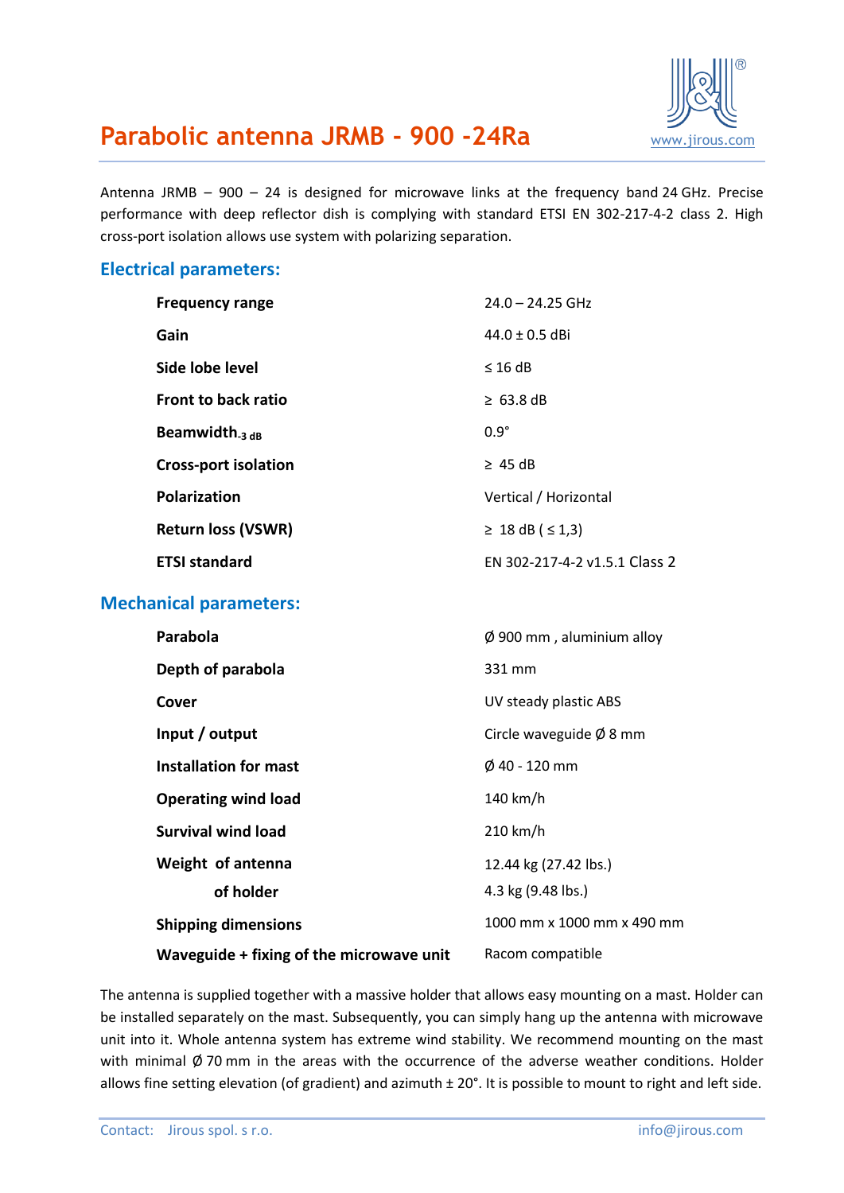# Parabolic antenna JRMB - 900 -24Ra

www.jirous.com

Antenna JRMB – 900 – 24 is designed for microwave links at the frequency band 24 GHz. Precise performance with deep reflector dish is complying with standard ETSI EN 302-217-4-2 class 2. High cross-port isolation allows use system with polarizing separation.

## Electrical parameters:

| | |
|---|---|
| **Frequency range** | 24.0 – 24.25 GHz |
| **Gain** | 44.0 ± 0.5 dBi |
| **Side lobe level** | ≤ 16 dB |
| **Front to back ratio** | ≥ 63.8 dB |
| **Beamwidth$_{-3\ dB}$** | 0.9° |
| **Cross-port isolation** | ≥ 45 dB |
| **Polarization** | Vertical / Horizontal |
| **Return loss (VSWR)** | ≥ 18 dB ( ≤ 1,3) |
| **ETSI standard** | EN 302-217-4-2 v1.5.1 Class 2 |

## Mechanical parameters:

| | |
|---|---|
| **Parabola** | Ø 900 mm , aluminium alloy |
| **Depth of parabola** | 331 mm |
| **Cover** | UV steady plastic ABS |
| **Input / output** | Circle waveguide Ø 8 mm |
| **Installation for mast** | Ø 40 - 120 mm |
| **Operating wind load** | 140 km/h |
| **Survival wind load** | 210 km/h |
| **Weight of antenna** | 12.44 kg (27.42 lbs.) |
| **of holder** | 4.3 kg (9.48 lbs.) |
| **Shipping dimensions** | 1000 mm x 1000 mm x 490 mm |
| **Waveguide + fixing of the microwave unit** | Racom compatible |

The antenna is supplied together with a massive holder that allows easy mounting on a mast. Holder can be installed separately on the mast. Subsequently, you can simply hang up the antenna with microwave unit into it. Whole antenna system has extreme wind stability. We recommend mounting on the mast with minimal Ø 70 mm in the areas with the occurrence of the adverse weather conditions. Holder allows fine setting elevation (of gradient) and azimuth ± 20°. It is possible to mount to right and left side.

Contact: Jirous spol. s r.o. info@jirous.com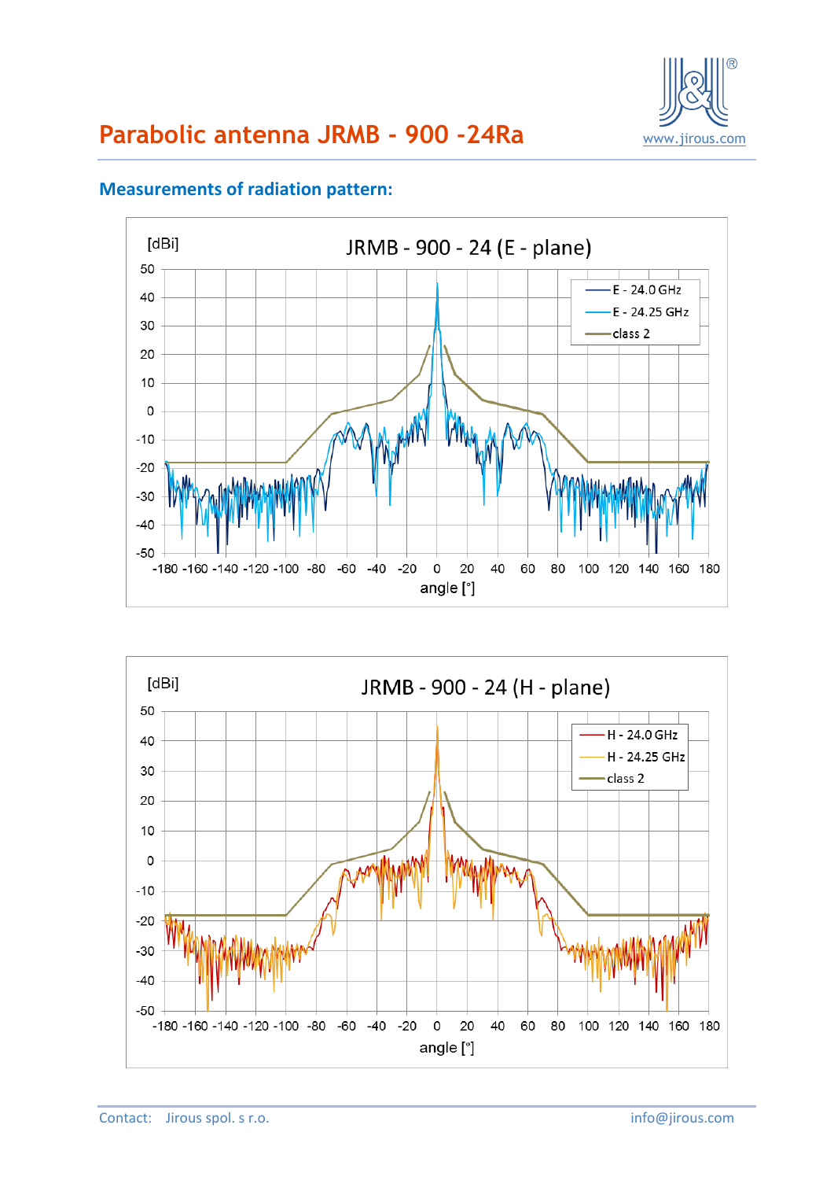# Parabolic antenna JRMB - 900 -24Ra

## Measurements of radiation pattern:

Contact: Jirous spol. s r.o. info@jirous.com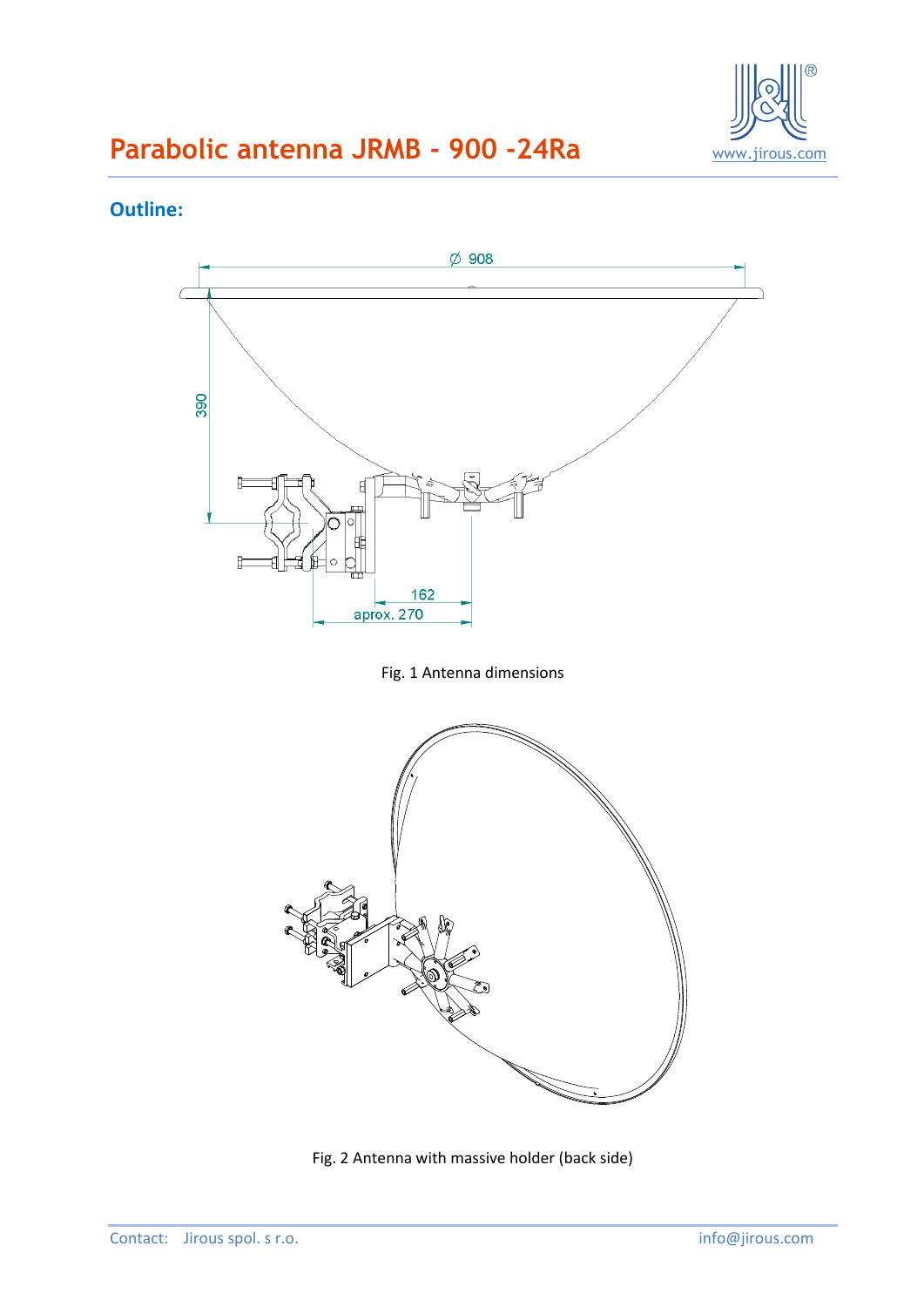# Parabolic antenna JRMB - 900 -24Ra

## Outline:

Ø 908

390

162

aprox. 270

Fig. 1 Antenna dimensions

Fig. 2 Antenna with massive holder (back side)